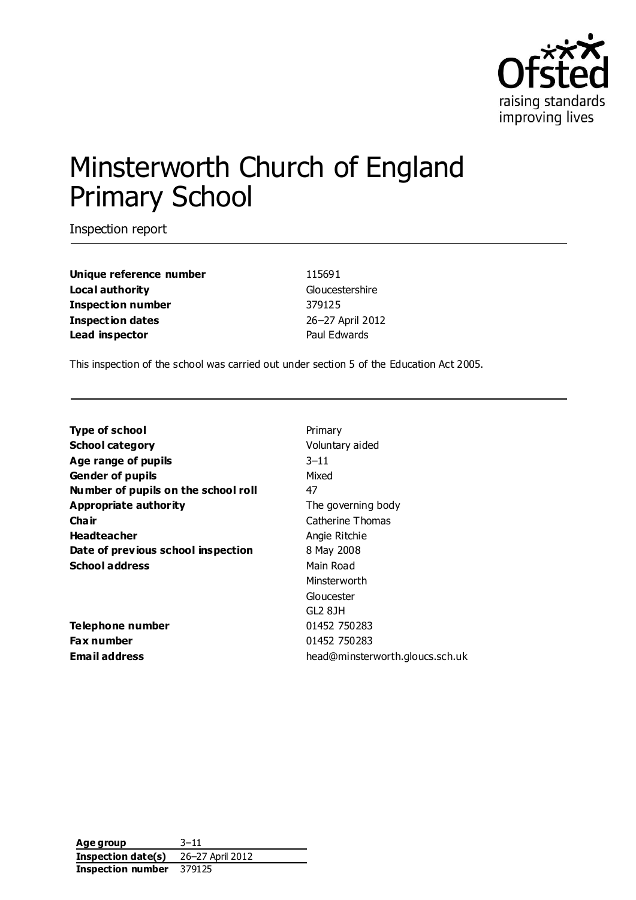Ofsted
raising standards
improving lives

# Minsterworth Church of England Primary School

Inspection report

| | |
|---|---|
| **Unique reference number** | 115691 |
| **Local authority** | Gloucestershire |
| **Inspection number** | 379125 |
| **Inspection dates** | 26–27 April 2012 |
| **Lead inspector** | Paul Edwards |

This inspection of the school was carried out under section 5 of the Education Act 2005.

| | |
|---|---|
| **Type of school** | Primary |
| **School category** | Voluntary aided |
| **Age range of pupils** | 3–11 |
| **Gender of pupils** | Mixed |
| **Number of pupils on the school roll** | 47 |
| **Appropriate authority** | The governing body |
| **Chair** | Catherine Thomas |
| **Headteacher** | Angie Ritchie |
| **Date of previous school inspection** | 8 May 2008 |
| **School address** | Main Road<br>Minsterworth<br>Gloucester<br>GL2 8JH |
| **Telephone number** | 01452 750283 |
| **Fax number** | 01452 750283 |
| **Email address** | head@minsterworth.gloucs.sch.uk |

| | |
|---|---|
| **Age group** | 3–11 |
| **Inspection date(s)** | 26–27 April 2012 |
| **Inspection number** | 379125 |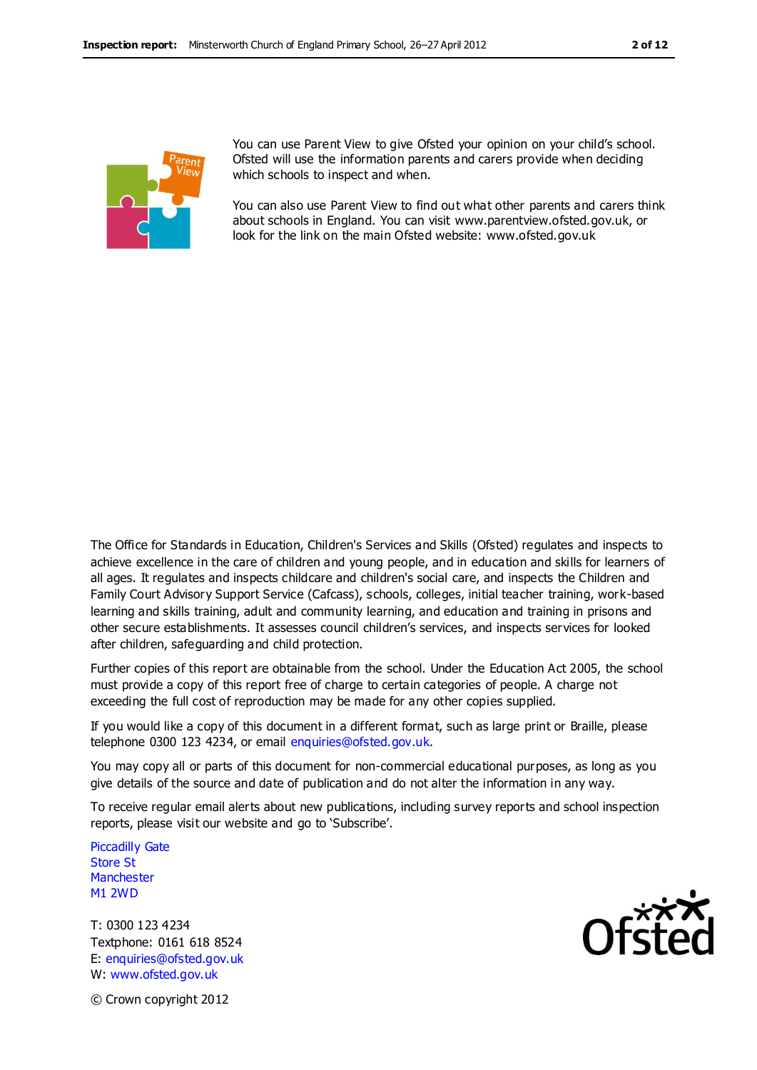You can use Parent View to give Ofsted your opinion on your child's school. Ofsted will use the information parents and carers provide when deciding which schools to inspect and when.

You can also use Parent View to find out what other parents and carers think about schools in England. You can visit www.parentview.ofsted.gov.uk, or look for the link on the main Ofsted website: www.ofsted.gov.uk

The Office for Standards in Education, Children's Services and Skills (Ofsted) regulates and inspects to achieve excellence in the care of children and young people, and in education and skills for learners of all ages. It regulates and inspects childcare and children's social care, and inspects the Children and Family Court Advisory Support Service (Cafcass), schools, colleges, initial teacher training, work-based learning and skills training, adult and community learning, and education and training in prisons and other secure establishments. It assesses council children's services, and inspects services for looked after children, safeguarding and child protection.

Further copies of this report are obtainable from the school. Under the Education Act 2005, the school must provide a copy of this report free of charge to certain categories of people. A charge not exceeding the full cost of reproduction may be made for any other copies supplied.

If you would like a copy of this document in a different format, such as large print or Braille, please telephone 0300 123 4234, or email enquiries@ofsted.gov.uk.

You may copy all or parts of this document for non-commercial educational purposes, as long as you give details of the source and date of publication and do not alter the information in any way.

To receive regular email alerts about new publications, including survey reports and school inspection reports, please visit our website and go to 'Subscribe'.

Piccadilly Gate
Store St
Manchester
M1 2WD

T: 0300 123 4234
Textphone: 0161 618 8524
E: enquiries@ofsted.gov.uk
W: www.ofsted.gov.uk

© Crown copyright 2012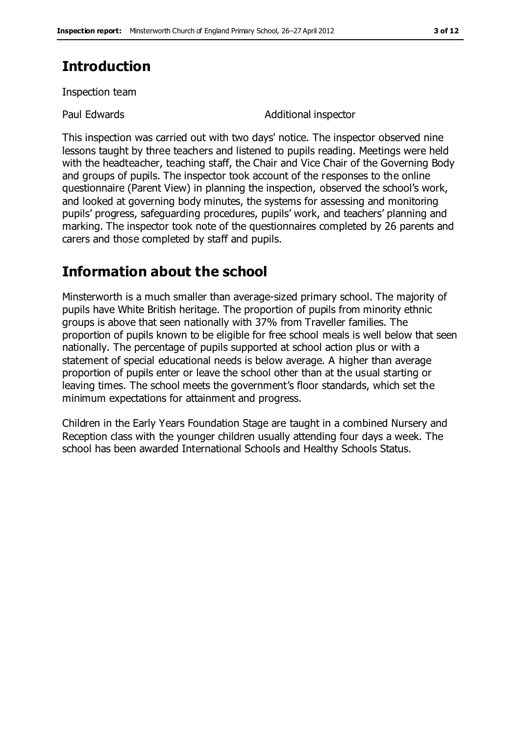# Introduction

Inspection team

Paul Edwards Additional inspector

This inspection was carried out with two days' notice. The inspector observed nine lessons taught by three teachers and listened to pupils reading. Meetings were held with the headteacher, teaching staff, the Chair and Vice Chair of the Governing Body and groups of pupils. The inspector took account of the responses to the online questionnaire (Parent View) in planning the inspection, observed the school's work, and looked at governing body minutes, the systems for assessing and monitoring pupils' progress, safeguarding procedures, pupils' work, and teachers' planning and marking. The inspector took note of the questionnaires completed by 26 parents and carers and those completed by staff and pupils.

# Information about the school

Minsterworth is a much smaller than average-sized primary school. The majority of pupils have White British heritage. The proportion of pupils from minority ethnic groups is above that seen nationally with 37% from Traveller families. The proportion of pupils known to be eligible for free school meals is well below that seen nationally. The percentage of pupils supported at school action plus or with a statement of special educational needs is below average. A higher than average proportion of pupils enter or leave the school other than at the usual starting or leaving times. The school meets the government's floor standards, which set the minimum expectations for attainment and progress.

Children in the Early Years Foundation Stage are taught in a combined Nursery and Reception class with the younger children usually attending four days a week. The school has been awarded International Schools and Healthy Schools Status.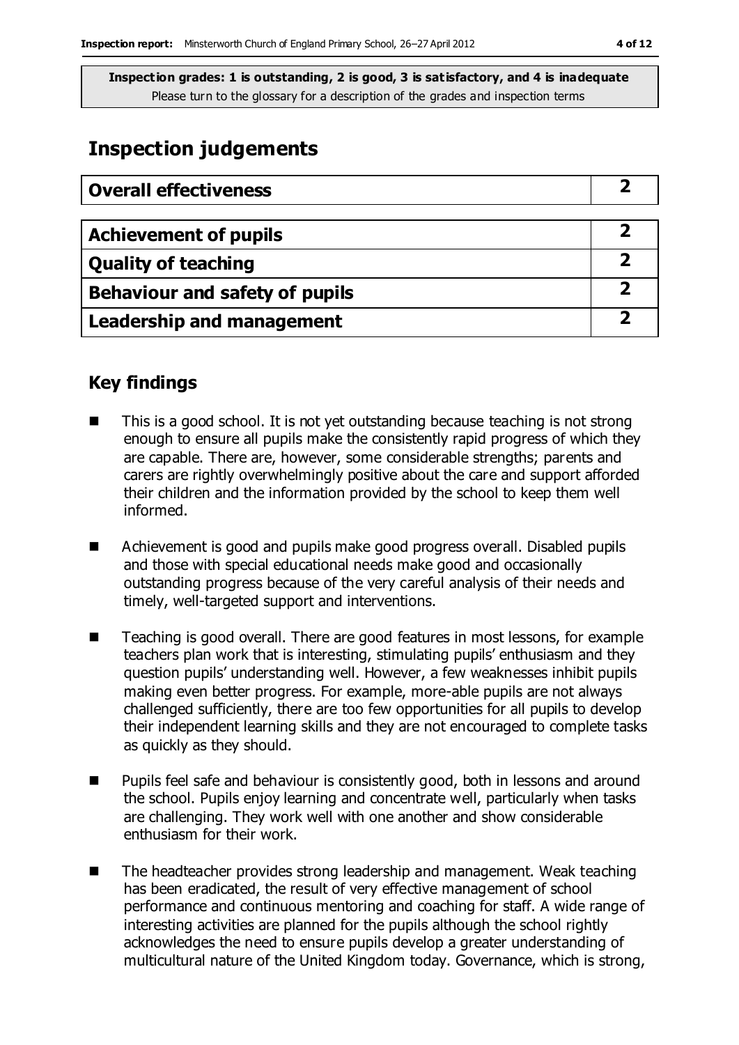**Inspection grades: 1 is outstanding, 2 is good, 3 is satisfactory, and 4 is inadequate**
Please turn to the glossary for a description of the grades and inspection terms

# Inspection judgements

| Overall effectiveness | 2 |
|---|---|
| **Achievement of pupils** | **2** |
| **Quality of teaching** | **2** |
| **Behaviour and safety of pupils** | **2** |
| **Leadership and management** | **2** |

## Key findings

- This is a good school. It is not yet outstanding because teaching is not strong enough to ensure all pupils make the consistently rapid progress of which they are capable. There are, however, some considerable strengths; parents and carers are rightly overwhelmingly positive about the care and support afforded their children and the information provided by the school to keep them well informed.
- Achievement is good and pupils make good progress overall. Disabled pupils and those with special educational needs make good and occasionally outstanding progress because of the very careful analysis of their needs and timely, well-targeted support and interventions.
- Teaching is good overall. There are good features in most lessons, for example teachers plan work that is interesting, stimulating pupils' enthusiasm and they question pupils' understanding well. However, a few weaknesses inhibit pupils making even better progress. For example, more-able pupils are not always challenged sufficiently, there are too few opportunities for all pupils to develop their independent learning skills and they are not encouraged to complete tasks as quickly as they should.
- Pupils feel safe and behaviour is consistently good, both in lessons and around the school. Pupils enjoy learning and concentrate well, particularly when tasks are challenging. They work well with one another and show considerable enthusiasm for their work.
- The headteacher provides strong leadership and management. Weak teaching has been eradicated, the result of very effective management of school performance and continuous mentoring and coaching for staff. A wide range of interesting activities are planned for the pupils although the school rightly acknowledges the need to ensure pupils develop a greater understanding of multicultural nature of the United Kingdom today. Governance, which is strong,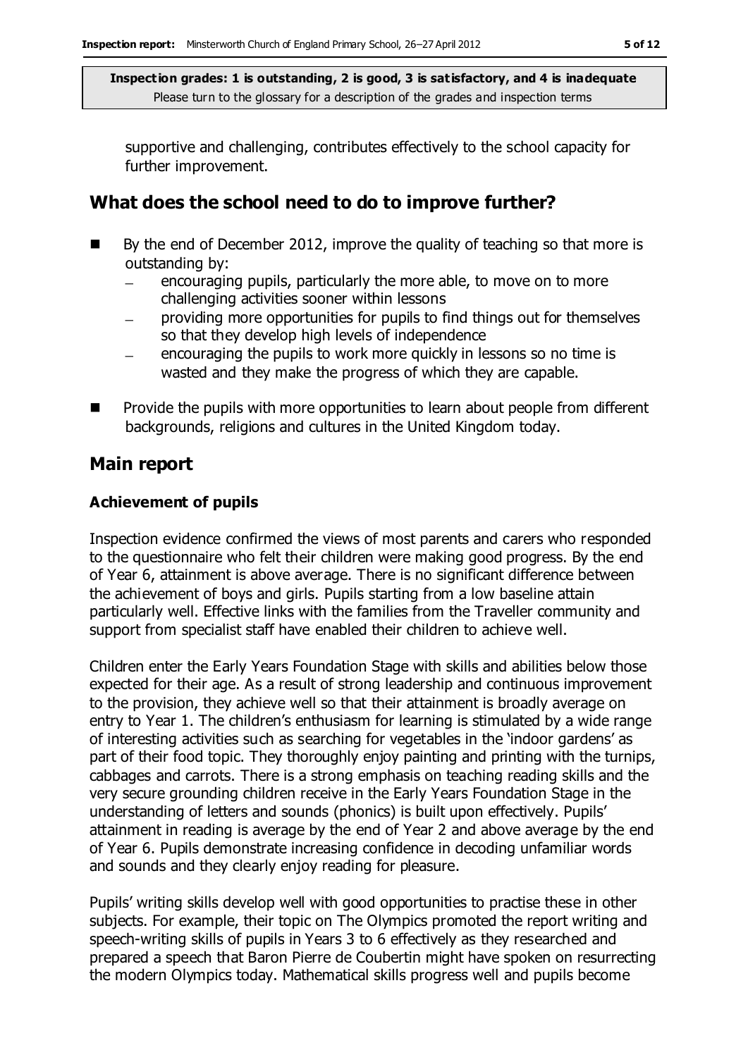supportive and challenging, contributes effectively to the school capacity for further improvement.

## What does the school need to do to improve further?

- By the end of December 2012, improve the quality of teaching so that more is outstanding by:
  - encouraging pupils, particularly the more able, to move on to more challenging activities sooner within lessons
  - providing more opportunities for pupils to find things out for themselves so that they develop high levels of independence
  - encouraging the pupils to work more quickly in lessons so no time is wasted and they make the progress of which they are capable.
- Provide the pupils with more opportunities to learn about people from different backgrounds, religions and cultures in the United Kingdom today.

## Main report

### Achievement of pupils

Inspection evidence confirmed the views of most parents and carers who responded to the questionnaire who felt their children were making good progress. By the end of Year 6, attainment is above average. There is no significant difference between the achievement of boys and girls. Pupils starting from a low baseline attain particularly well. Effective links with the families from the Traveller community and support from specialist staff have enabled their children to achieve well.

Children enter the Early Years Foundation Stage with skills and abilities below those expected for their age. As a result of strong leadership and continuous improvement to the provision, they achieve well so that their attainment is broadly average on entry to Year 1. The children's enthusiasm for learning is stimulated by a wide range of interesting activities such as searching for vegetables in the 'indoor gardens' as part of their food topic. They thoroughly enjoy painting and printing with the turnips, cabbages and carrots. There is a strong emphasis on teaching reading skills and the very secure grounding children receive in the Early Years Foundation Stage in the understanding of letters and sounds (phonics) is built upon effectively. Pupils' attainment in reading is average by the end of Year 2 and above average by the end of Year 6. Pupils demonstrate increasing confidence in decoding unfamiliar words and sounds and they clearly enjoy reading for pleasure.

Pupils' writing skills develop well with good opportunities to practise these in other subjects. For example, their topic on The Olympics promoted the report writing and speech-writing skills of pupils in Years 3 to 6 effectively as they researched and prepared a speech that Baron Pierre de Coubertin might have spoken on resurrecting the modern Olympics today. Mathematical skills progress well and pupils become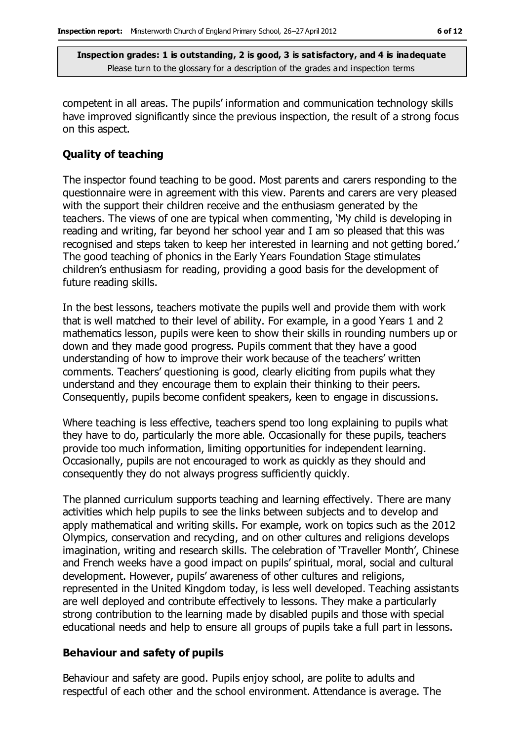competent in all areas. The pupils' information and communication technology skills have improved significantly since the previous inspection, the result of a strong focus on this aspect.

## Quality of teaching

The inspector found teaching to be good. Most parents and carers responding to the questionnaire were in agreement with this view. Parents and carers are very pleased with the support their children receive and the enthusiasm generated by the teachers. The views of one are typical when commenting, 'My child is developing in reading and writing, far beyond her school year and I am so pleased that this was recognised and steps taken to keep her interested in learning and not getting bored.' The good teaching of phonics in the Early Years Foundation Stage stimulates children's enthusiasm for reading, providing a good basis for the development of future reading skills.

In the best lessons, teachers motivate the pupils well and provide them with work that is well matched to their level of ability. For example, in a good Years 1 and 2 mathematics lesson, pupils were keen to show their skills in rounding numbers up or down and they made good progress. Pupils comment that they have a good understanding of how to improve their work because of the teachers' written comments. Teachers' questioning is good, clearly eliciting from pupils what they understand and they encourage them to explain their thinking to their peers. Consequently, pupils become confident speakers, keen to engage in discussions.

Where teaching is less effective, teachers spend too long explaining to pupils what they have to do, particularly the more able. Occasionally for these pupils, teachers provide too much information, limiting opportunities for independent learning. Occasionally, pupils are not encouraged to work as quickly as they should and consequently they do not always progress sufficiently quickly.

The planned curriculum supports teaching and learning effectively. There are many activities which help pupils to see the links between subjects and to develop and apply mathematical and writing skills. For example, work on topics such as the 2012 Olympics, conservation and recycling, and on other cultures and religions develops imagination, writing and research skills. The celebration of 'Traveller Month', Chinese and French weeks have a good impact on pupils' spiritual, moral, social and cultural development. However, pupils' awareness of other cultures and religions, represented in the United Kingdom today, is less well developed. Teaching assistants are well deployed and contribute effectively to lessons. They make a particularly strong contribution to the learning made by disabled pupils and those with special educational needs and help to ensure all groups of pupils take a full part in lessons.

## Behaviour and safety of pupils

Behaviour and safety are good. Pupils enjoy school, are polite to adults and respectful of each other and the school environment. Attendance is average. The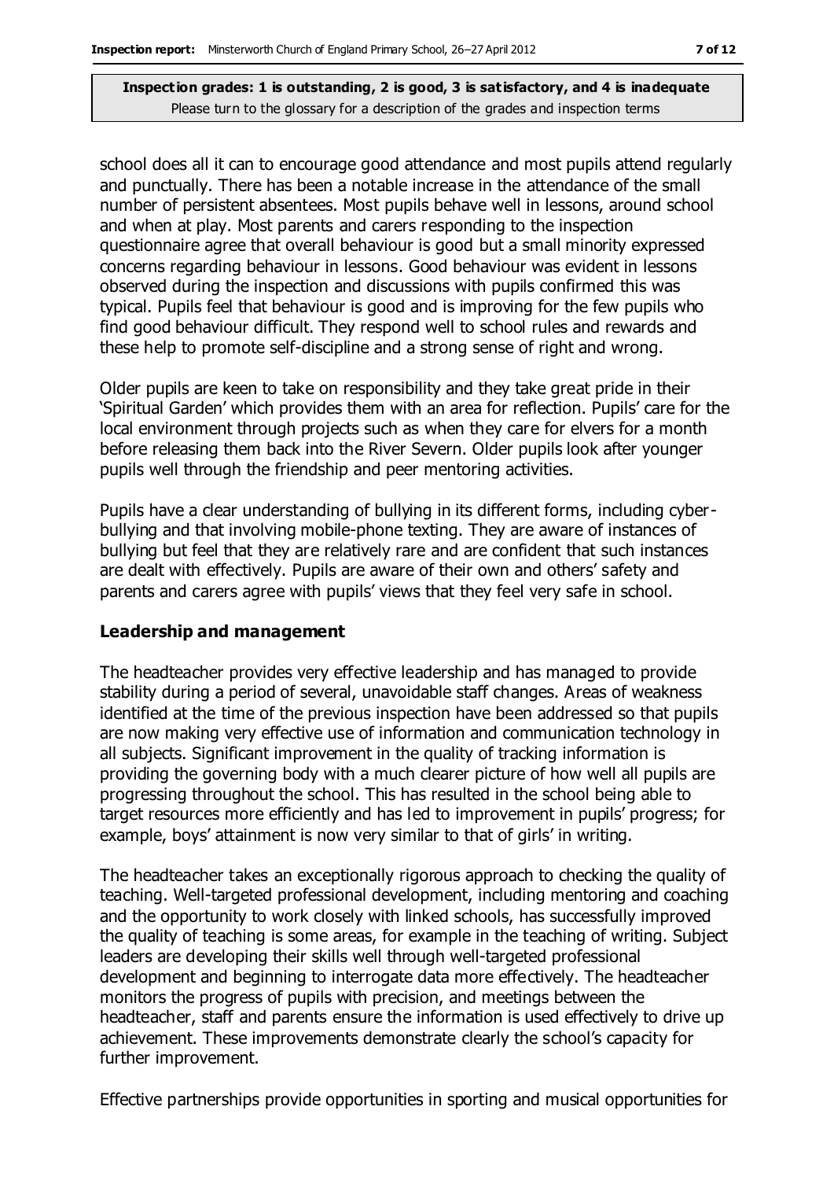school does all it can to encourage good attendance and most pupils attend regularly and punctually. There has been a notable increase in the attendance of the small number of persistent absentees. Most pupils behave well in lessons, around school and when at play. Most parents and carers responding to the inspection questionnaire agree that overall behaviour is good but a small minority expressed concerns regarding behaviour in lessons. Good behaviour was evident in lessons observed during the inspection and discussions with pupils confirmed this was typical. Pupils feel that behaviour is good and is improving for the few pupils who find good behaviour difficult. They respond well to school rules and rewards and these help to promote self-discipline and a strong sense of right and wrong.

Older pupils are keen to take on responsibility and they take great pride in their 'Spiritual Garden' which provides them with an area for reflection. Pupils' care for the local environment through projects such as when they care for elvers for a month before releasing them back into the River Severn. Older pupils look after younger pupils well through the friendship and peer mentoring activities.

Pupils have a clear understanding of bullying in its different forms, including cyber-bullying and that involving mobile-phone texting. They are aware of instances of bullying but feel that they are relatively rare and are confident that such instances are dealt with effectively. Pupils are aware of their own and others' safety and parents and carers agree with pupils' views that they feel very safe in school.

### Leadership and management

The headteacher provides very effective leadership and has managed to provide stability during a period of several, unavoidable staff changes. Areas of weakness identified at the time of the previous inspection have been addressed so that pupils are now making very effective use of information and communication technology in all subjects. Significant improvement in the quality of tracking information is providing the governing body with a much clearer picture of how well all pupils are progressing throughout the school. This has resulted in the school being able to target resources more efficiently and has led to improvement in pupils' progress; for example, boys' attainment is now very similar to that of girls' in writing.

The headteacher takes an exceptionally rigorous approach to checking the quality of teaching. Well-targeted professional development, including mentoring and coaching and the opportunity to work closely with linked schools, has successfully improved the quality of teaching is some areas, for example in the teaching of writing. Subject leaders are developing their skills well through well-targeted professional development and beginning to interrogate data more effectively. The headteacher monitors the progress of pupils with precision, and meetings between the headteacher, staff and parents ensure the information is used effectively to drive up achievement. These improvements demonstrate clearly the school's capacity for further improvement.

Effective partnerships provide opportunities in sporting and musical opportunities for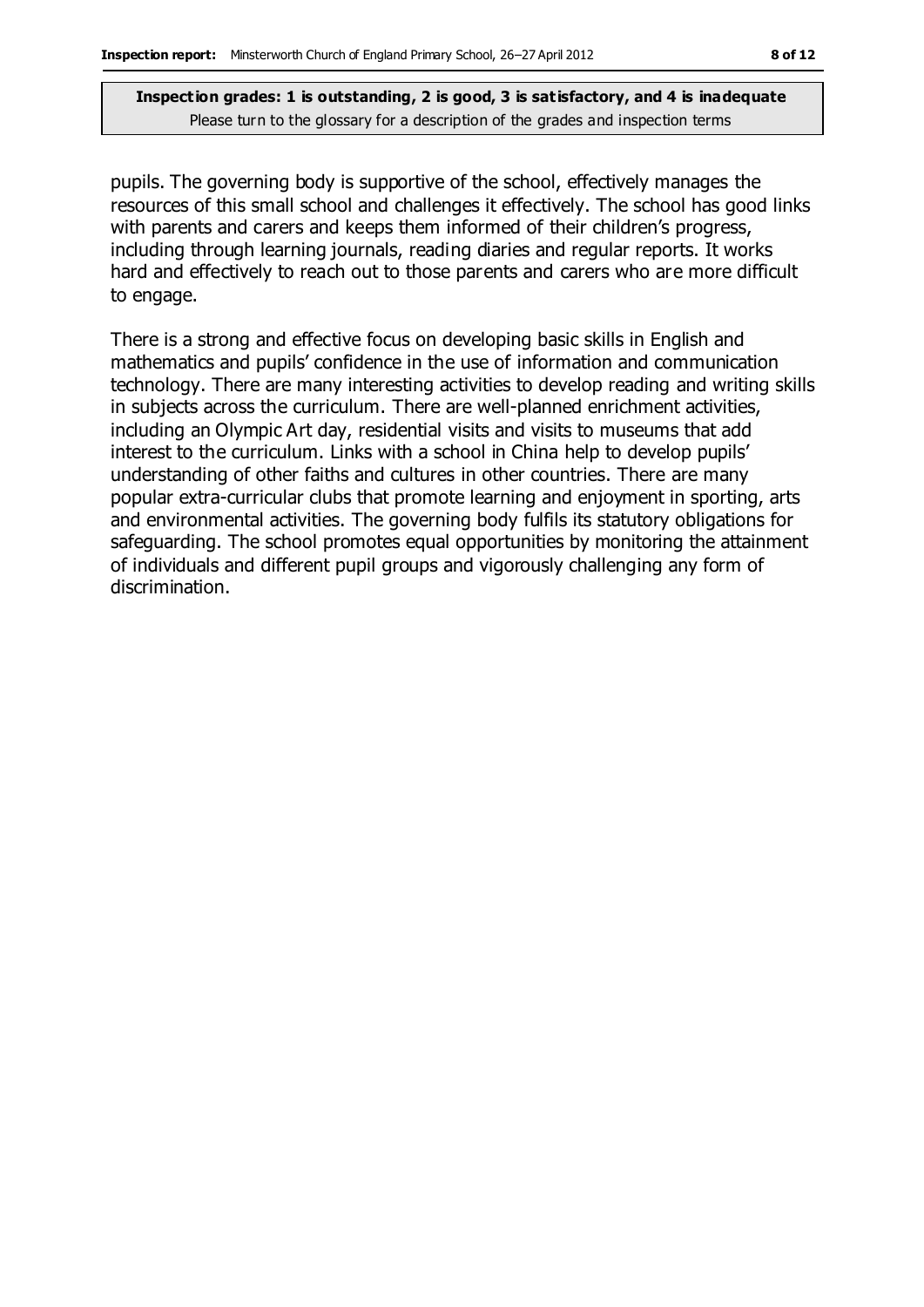pupils. The governing body is supportive of the school, effectively manages the resources of this small school and challenges it effectively. The school has good links with parents and carers and keeps them informed of their children's progress, including through learning journals, reading diaries and regular reports. It works hard and effectively to reach out to those parents and carers who are more difficult to engage.

There is a strong and effective focus on developing basic skills in English and mathematics and pupils' confidence in the use of information and communication technology. There are many interesting activities to develop reading and writing skills in subjects across the curriculum. There are well-planned enrichment activities, including an Olympic Art day, residential visits and visits to museums that add interest to the curriculum. Links with a school in China help to develop pupils' understanding of other faiths and cultures in other countries. There are many popular extra-curricular clubs that promote learning and enjoyment in sporting, arts and environmental activities. The governing body fulfils its statutory obligations for safeguarding. The school promotes equal opportunities by monitoring the attainment of individuals and different pupil groups and vigorously challenging any form of discrimination.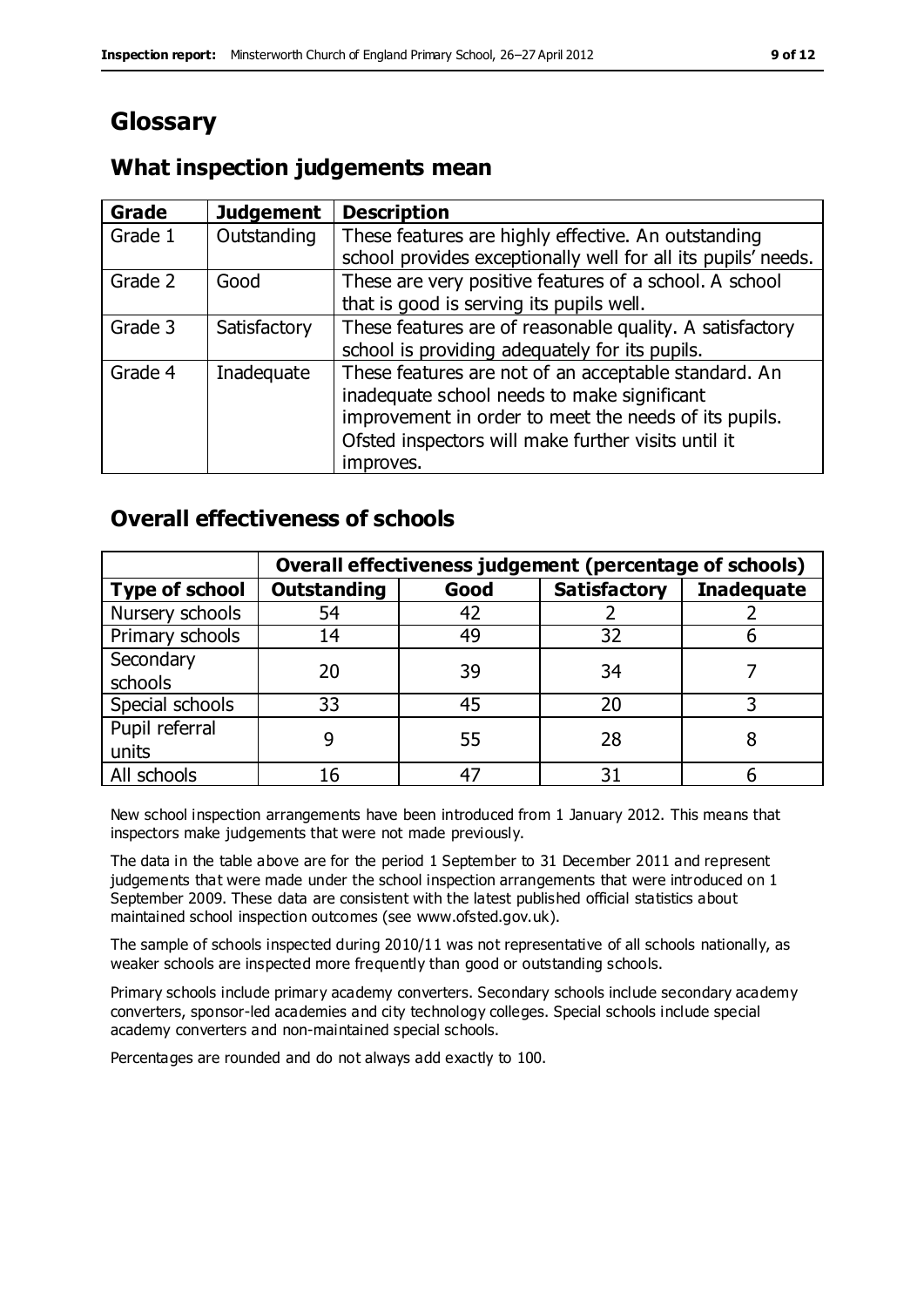# Glossary

## What inspection judgements mean

| Grade | Judgement | Description |
| --- | --- | --- |
| Grade 1 | Outstanding | These features are highly effective. An outstanding school provides exceptionally well for all its pupils' needs. |
| Grade 2 | Good | These are very positive features of a school. A school that is good is serving its pupils well. |
| Grade 3 | Satisfactory | These features are of reasonable quality. A satisfactory school is providing adequately for its pupils. |
| Grade 4 | Inadequate | These features are not of an acceptable standard. An inadequate school needs to make significant improvement in order to meet the needs of its pupils. Ofsted inspectors will make further visits until it improves. |

## Overall effectiveness of schools

| | Overall effectiveness judgement (percentage of schools) | | | |
| --- | --- | --- | --- | --- |
| **Type of school** | **Outstanding** | **Good** | **Satisfactory** | **Inadequate** |
| Nursery schools | 54 | 42 | 2 | 2 |
| Primary schools | 14 | 49 | 32 | 6 |
| Secondary schools | 20 | 39 | 34 | 7 |
| Special schools | 33 | 45 | 20 | 3 |
| Pupil referral units | 9 | 55 | 28 | 8 |
| All schools | 16 | 47 | 31 | 6 |

New school inspection arrangements have been introduced from 1 January 2012. This means that inspectors make judgements that were not made previously.

The data in the table above are for the period 1 September to 31 December 2011 and represent judgements that were made under the school inspection arrangements that were introduced on 1 September 2009. These data are consistent with the latest published official statistics about maintained school inspection outcomes (see www.ofsted.gov.uk).

The sample of schools inspected during 2010/11 was not representative of all schools nationally, as weaker schools are inspected more frequently than good or outstanding schools.

Primary schools include primary academy converters. Secondary schools include secondary academy converters, sponsor-led academies and city technology colleges. Special schools include special academy converters and non-maintained special schools.

Percentages are rounded and do not always add exactly to 100.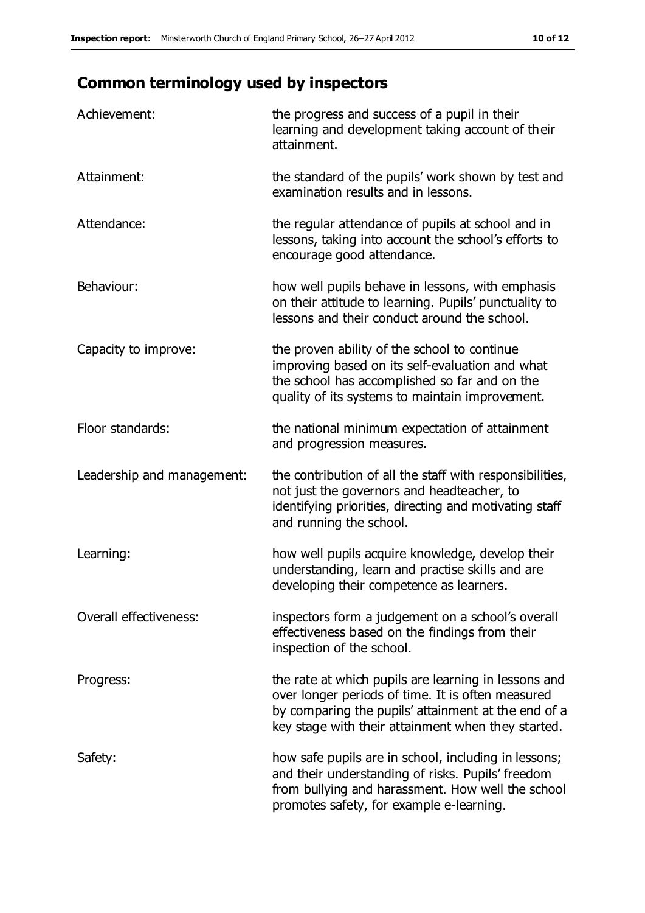## Common terminology used by inspectors

| | |
|---|---|
| Achievement: | the progress and success of a pupil in their learning and development taking account of their attainment. |
| Attainment: | the standard of the pupils' work shown by test and examination results and in lessons. |
| Attendance: | the regular attendance of pupils at school and in lessons, taking into account the school's efforts to encourage good attendance. |
| Behaviour: | how well pupils behave in lessons, with emphasis on their attitude to learning. Pupils' punctuality to lessons and their conduct around the school. |
| Capacity to improve: | the proven ability of the school to continue improving based on its self-evaluation and what the school has accomplished so far and on the quality of its systems to maintain improvement. |
| Floor standards: | the national minimum expectation of attainment and progression measures. |
| Leadership and management: | the contribution of all the staff with responsibilities, not just the governors and headteacher, to identifying priorities, directing and motivating staff and running the school. |
| Learning: | how well pupils acquire knowledge, develop their understanding, learn and practise skills and are developing their competence as learners. |
| Overall effectiveness: | inspectors form a judgement on a school's overall effectiveness based on the findings from their inspection of the school. |
| Progress: | the rate at which pupils are learning in lessons and over longer periods of time. It is often measured by comparing the pupils' attainment at the end of a key stage with their attainment when they started. |
| Safety: | how safe pupils are in school, including in lessons; and their understanding of risks. Pupils' freedom from bullying and harassment. How well the school promotes safety, for example e-learning. |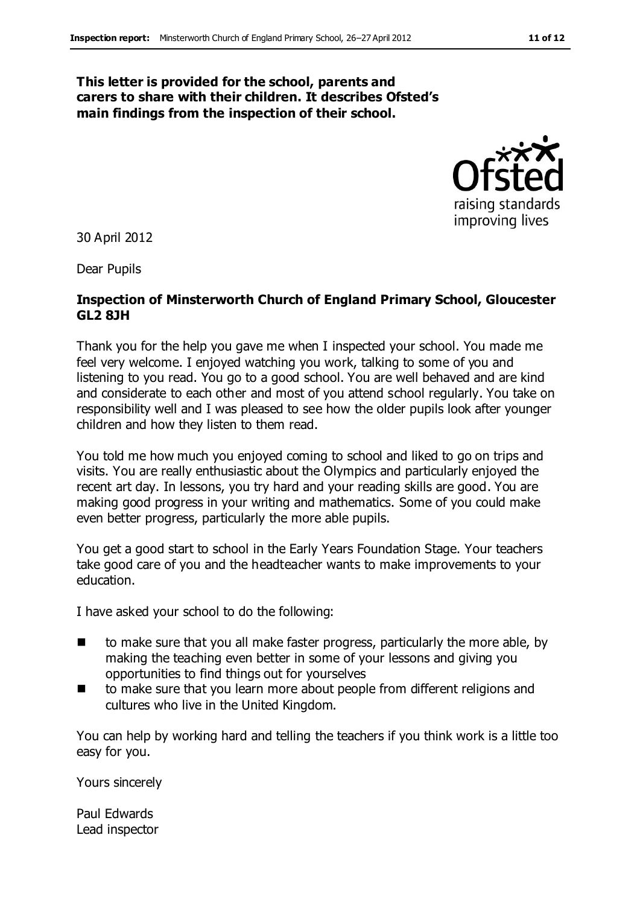**This letter is provided for the school, parents and carers to share with their children. It describes Ofsted's main findings from the inspection of their school.**

30 April 2012

Dear Pupils

**Inspection of Minsterworth Church of England Primary School, Gloucester GL2 8JH**

Thank you for the help you gave me when I inspected your school. You made me feel very welcome. I enjoyed watching you work, talking to some of you and listening to you read. You go to a good school. You are well behaved and are kind and considerate to each other and most of you attend school regularly. You take on responsibility well and I was pleased to see how the older pupils look after younger children and how they listen to them read.

You told me how much you enjoyed coming to school and liked to go on trips and visits. You are really enthusiastic about the Olympics and particularly enjoyed the recent art day. In lessons, you try hard and your reading skills are good. You are making good progress in your writing and mathematics. Some of you could make even better progress, particularly the more able pupils.

You get a good start to school in the Early Years Foundation Stage. Your teachers take good care of you and the headteacher wants to make improvements to your education.

I have asked your school to do the following:

- to make sure that you all make faster progress, particularly the more able, by making the teaching even better in some of your lessons and giving you opportunities to find things out for yourselves
- to make sure that you learn more about people from different religions and cultures who live in the United Kingdom.

You can help by working hard and telling the teachers if you think work is a little too easy for you.

Yours sincerely

Paul Edwards
Lead inspector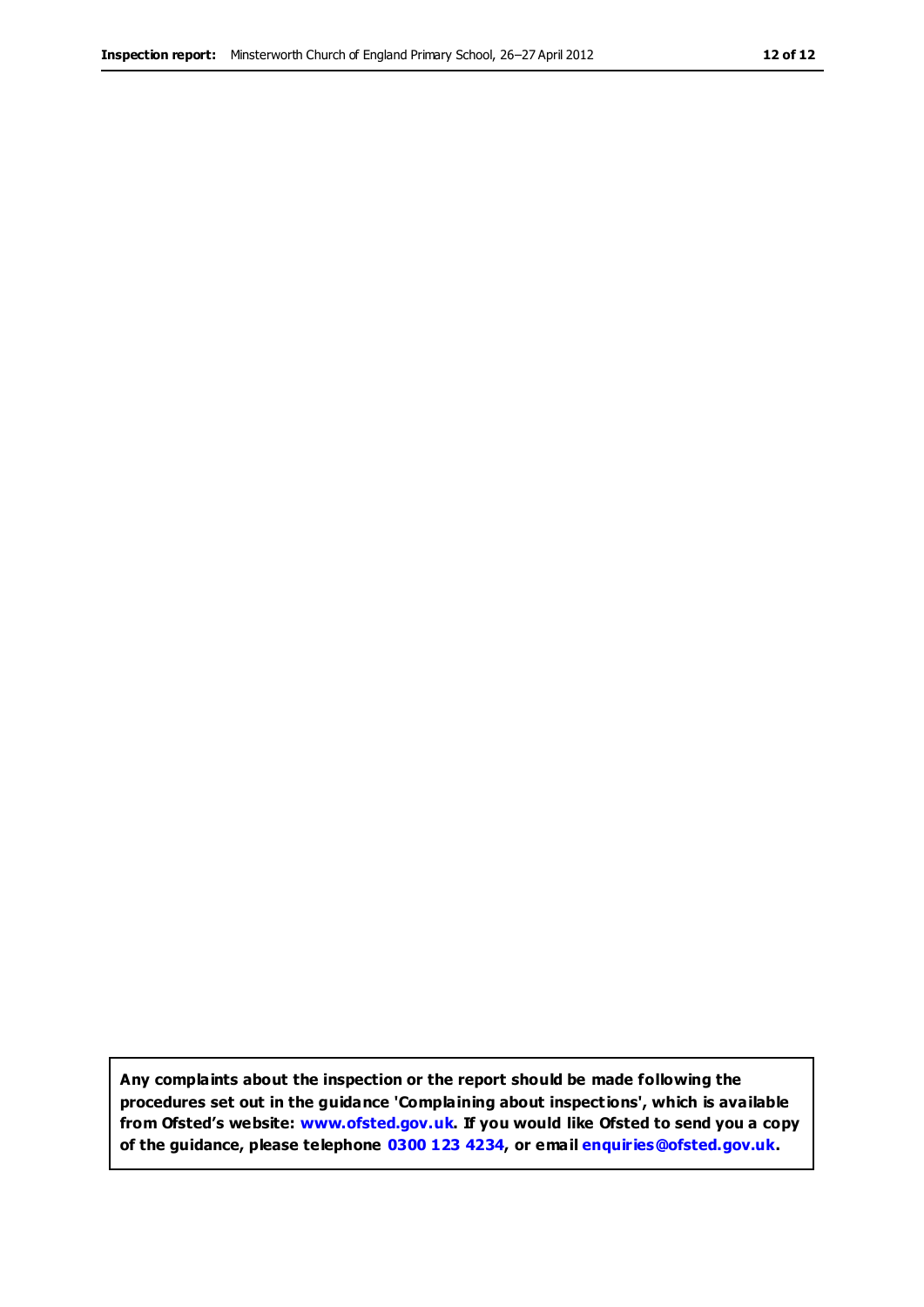**Any complaints about the inspection or the report should be made following the procedures set out in the guidance 'Complaining about inspections', which is available from Ofsted's website: www.ofsted.gov.uk. If you would like Ofsted to send you a copy of the guidance, please telephone 0300 123 4234, or email enquiries@ofsted.gov.uk.**